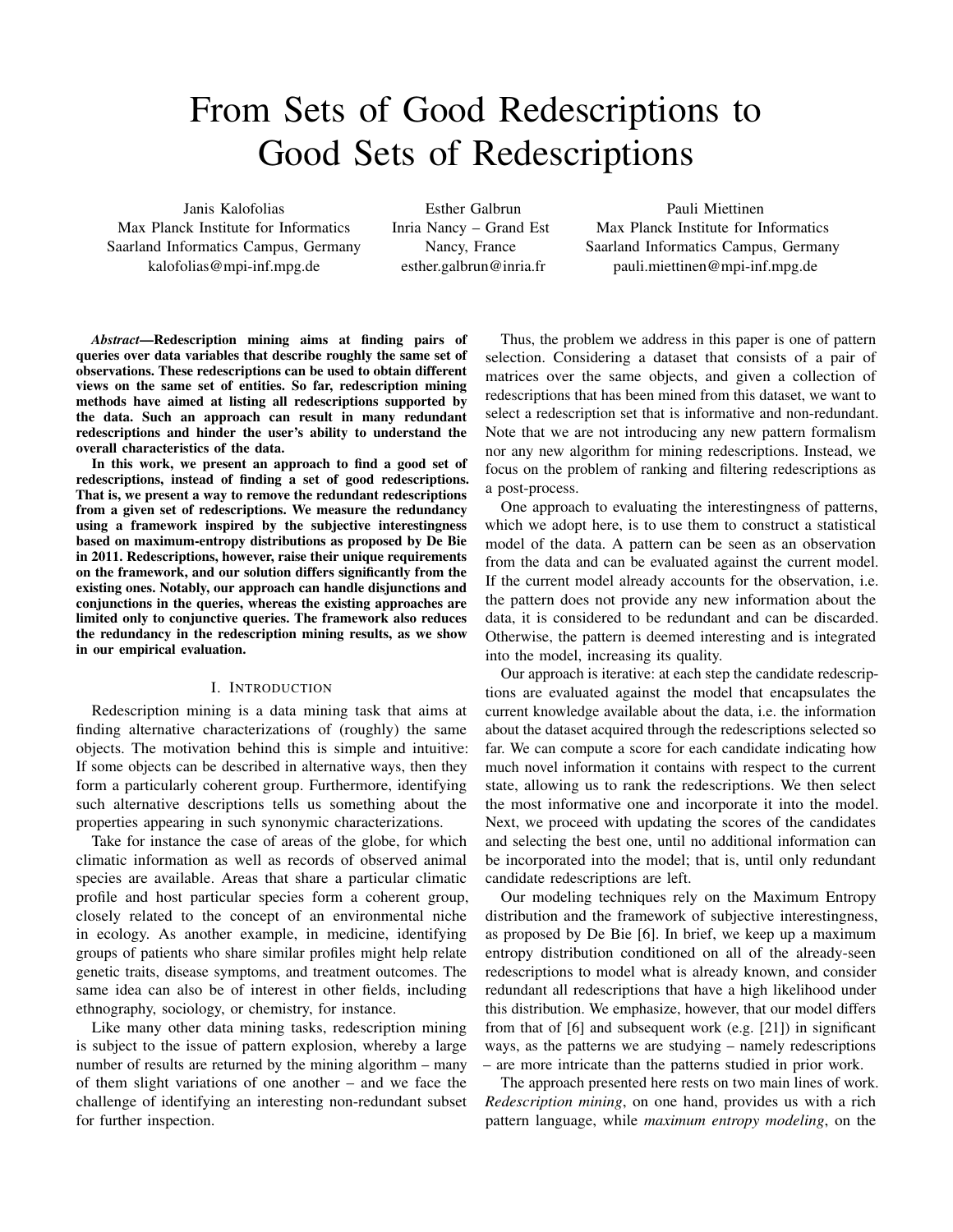# From Sets of Good Redescriptions to Good Sets of Redescriptions

Janis Kalofolias
Max Planck Institute for Informatics
Saarland Informatics Campus, Germany
kalofolias@mpi-inf.mpg.de

Esther Galbrun
Inria Nancy – Grand Est
Nancy, France
esther.galbrun@inria.fr

Pauli Miettinen
Max Planck Institute for Informatics
Saarland Informatics Campus, Germany
pauli.miettinen@mpi-inf.mpg.de

***Abstract*—Redescription mining aims at finding pairs of queries over data variables that describe roughly the same set of observations. These redescriptions can be used to obtain different views on the same set of entities. So far, redescription mining methods have aimed at listing all redescriptions supported by the data. Such an approach can result in many redundant redescriptions and hinder the user's ability to understand the overall characteristics of the data.**

**In this work, we present an approach to find a good set of redescriptions, instead of finding a set of good redescriptions. That is, we present a way to remove the redundant redescriptions from a given set of redescriptions. We measure the redundancy using a framework inspired by the subjective interestingness based on maximum-entropy distributions as proposed by De Bie in 2011. Redescriptions, however, raise their unique requirements on the framework, and our solution differs significantly from the existing ones. Notably, our approach can handle disjunctions and conjunctions in the queries, whereas the existing approaches are limited only to conjunctive queries. The framework also reduces the redundancy in the redescription mining results, as we show in our empirical evaluation.**

## I. Introduction

Redescription mining is a data mining task that aims at finding alternative characterizations of (roughly) the same objects. The motivation behind this is simple and intuitive: If some objects can be described in alternative ways, then they form a particularly coherent group. Furthermore, identifying such alternative descriptions tells us something about the properties appearing in such synonymic characterizations.

Take for instance the case of areas of the globe, for which climatic information as well as records of observed animal species are available. Areas that share a particular climatic profile and host particular species form a coherent group, closely related to the concept of an environmental niche in ecology. As another example, in medicine, identifying groups of patients who share similar profiles might help relate genetic traits, disease symptoms, and treatment outcomes. The same idea can also be of interest in other fields, including ethnography, sociology, or chemistry, for instance.

Like many other data mining tasks, redescription mining is subject to the issue of pattern explosion, whereby a large number of results are returned by the mining algorithm – many of them slight variations of one another – and we face the challenge of identifying an interesting non-redundant subset for further inspection.

Thus, the problem we address in this paper is one of pattern selection. Considering a dataset that consists of a pair of matrices over the same objects, and given a collection of redescriptions that has been mined from this dataset, we want to select a redescription set that is informative and non-redundant. Note that we are not introducing any new pattern formalism nor any new algorithm for mining redescriptions. Instead, we focus on the problem of ranking and filtering redescriptions as a post-process.

One approach to evaluating the interestingness of patterns, which we adopt here, is to use them to construct a statistical model of the data. A pattern can be seen as an observation from the data and can be evaluated against the current model. If the current model already accounts for the observation, i.e. the pattern does not provide any new information about the data, it is considered to be redundant and can be discarded. Otherwise, the pattern is deemed interesting and is integrated into the model, increasing its quality.

Our approach is iterative: at each step the candidate redescriptions are evaluated against the model that encapsulates the current knowledge available about the data, i.e. the information about the dataset acquired through the redescriptions selected so far. We can compute a score for each candidate indicating how much novel information it contains with respect to the current state, allowing us to rank the redescriptions. We then select the most informative one and incorporate it into the model. Next, we proceed with updating the scores of the candidates and selecting the best one, until no additional information can be incorporated into the model; that is, until only redundant candidate redescriptions are left.

Our modeling techniques rely on the Maximum Entropy distribution and the framework of subjective interestingness, as proposed by De Bie [6]. In brief, we keep up a maximum entropy distribution conditioned on all of the already-seen redescriptions to model what is already known, and consider redundant all redescriptions that have a high likelihood under this distribution. We emphasize, however, that our model differs from that of [6] and subsequent work (e.g. [21]) in significant ways, as the patterns we are studying – namely redescriptions – are more intricate than the patterns studied in prior work.

The approach presented here rests on two main lines of work. *Redescription mining*, on one hand, provides us with a rich pattern language, while *maximum entropy modeling*, on the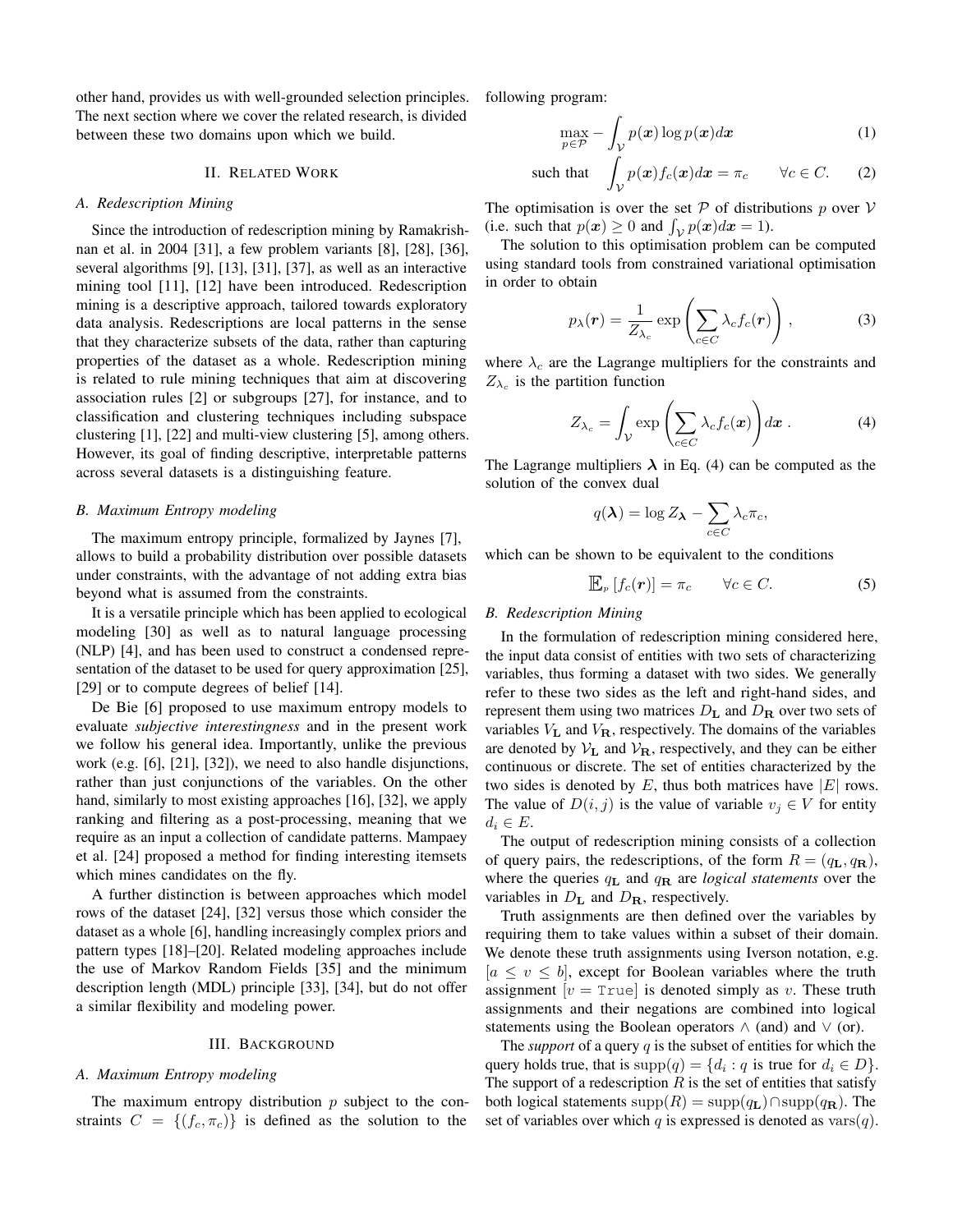other hand, provides us with well-grounded selection principles. The next section where we cover the related research, is divided between these two domains upon which we build.

## II. Related Work

### A. Redescription Mining

Since the introduction of redescription mining by Ramakrishnan et al. in 2004 [31], a few problem variants [8], [28], [36], several algorithms [9], [13], [31], [37], as well as an interactive mining tool [11], [12] have been introduced. Redescription mining is a descriptive approach, tailored towards exploratory data analysis. Redescriptions are local patterns in the sense that they characterize subsets of the data, rather than capturing properties of the dataset as a whole. Redescription mining is related to rule mining techniques that aim at discovering association rules [2] or subgroups [27], for instance, and to classification and clustering techniques including subspace clustering [1], [22] and multi-view clustering [5], among others. However, its goal of finding descriptive, interpretable patterns across several datasets is a distinguishing feature.

### B. Maximum Entropy modeling

The maximum entropy principle, formalized by Jaynes [7], allows to build a probability distribution over possible datasets under constraints, with the advantage of not adding extra bias beyond what is assumed from the constraints.

It is a versatile principle which has been applied to ecological modeling [30] as well as to natural language processing (NLP) [4], and has been used to construct a condensed representation of the dataset to be used for query approximation [25], [29] or to compute degrees of belief [14].

De Bie [6] proposed to use maximum entropy models to evaluate *subjective interestingness* and in the present work we follow his general idea. Importantly, unlike the previous work (e.g. [6], [21], [32]), we need to also handle disjunctions, rather than just conjunctions of the variables. On the other hand, similarly to most existing approaches [16], [32], we apply ranking and filtering as a post-processing, meaning that we require as an input a collection of candidate patterns. Mampaey et al. [24] proposed a method for finding interesting itemsets which mines candidates on the fly.

A further distinction is between approaches which model rows of the dataset [24], [32] versus those which consider the dataset as a whole [6], handling increasingly complex priors and pattern types [18]–[20]. Related modeling approaches include the use of Markov Random Fields [35] and the minimum description length (MDL) principle [33], [34], but do not offer a similar flexibility and modeling power.

## III. Background

### A. Maximum Entropy modeling

The maximum entropy distribution $p$ subject to the constraints $C = \{(f_c, \pi_c)\}$ is defined as the solution to the following program:

$$\max_{p \in \mathcal{P}} - \int_{\mathcal{V}} p(\boldsymbol{x}) \log p(\boldsymbol{x}) d\boldsymbol{x} \tag{1}$$

$$\text{such that} \quad \int_{\mathcal{V}} p(\boldsymbol{x}) f_c(\boldsymbol{x}) d\boldsymbol{x} = \pi_c \qquad \forall c \in C. \tag{2}$$

The optimisation is over the set $\mathcal{P}$ of distributions $p$ over $\mathcal{V}$ (i.e. such that $p(\boldsymbol{x}) \geq 0$ and $\int_{\mathcal{V}} p(\boldsymbol{x}) d\boldsymbol{x} = 1$).

The solution to this optimisation problem can be computed using standard tools from constrained variational optimisation in order to obtain

$$p_\lambda(\boldsymbol{r}) = \frac{1}{Z_{\lambda_c}} \exp\left(\sum_{c \in C} \lambda_c f_c(\boldsymbol{r})\right), \tag{3}$$

where $\lambda_c$ are the Lagrange multipliers for the constraints and $Z_{\lambda_c}$ is the partition function

$$Z_{\lambda_c} = \int_{\mathcal{V}} \exp\left(\sum_{c \in C} \lambda_c f_c(\boldsymbol{x})\right) d\boldsymbol{x}. \tag{4}$$

The Lagrange multipliers $\boldsymbol{\lambda}$ in Eq. (4) can be computed as the solution of the convex dual

$$q(\boldsymbol{\lambda}) = \log Z_{\boldsymbol{\lambda}} - \sum_{c \in C} \lambda_c \pi_c,$$

which can be shown to be equivalent to the conditions

$$\mathbb{E}_p\left[f_c(\boldsymbol{r})\right] = \pi_c \qquad \forall c \in C. \tag{5}$$

### B. Redescription Mining

In the formulation of redescription mining considered here, the input data consist of entities with two sets of characterizing variables, thus forming a dataset with two sides. We generally refer to these two sides as the left and right-hand sides, and represent them using two matrices $D_{\mathbf{L}}$ and $D_{\mathbf{R}}$ over two sets of variables $V_{\mathbf{L}}$ and $V_{\mathbf{R}}$, respectively. The domains of the variables are denoted by $\mathcal{V}_{\mathbf{L}}$ and $\mathcal{V}_{\mathbf{R}}$, respectively, and they can be either continuous or discrete. The set of entities characterized by the two sides is denoted by $E$, thus both matrices have $|E|$ rows. The value of $D(i, j)$ is the value of variable $v_j \in V$ for entity $d_i \in E$.

The output of redescription mining consists of a collection of query pairs, the redescriptions, of the form $R = (q_{\mathbf{L}}, q_{\mathbf{R}})$, where the queries $q_{\mathbf{L}}$ and $q_{\mathbf{R}}$ are *logical statements* over the variables in $D_{\mathbf{L}}$ and $D_{\mathbf{R}}$, respectively.

Truth assignments are then defined over the variables by requiring them to take values within a subset of their domain. We denote these truth assignments using Iverson notation, e.g. $[a \leq v \leq b]$, except for Boolean variables where the truth assignment $[v = \texttt{True}]$ is denoted simply as $v$. These truth assignments and their negations are combined into logical statements using the Boolean operators $\wedge$ (and) and $\vee$ (or).

The *support* of a query $q$ is the subset of entities for which the query holds true, that is $\text{supp}(q) = \{d_i : q \text{ is true for } d_i \in D\}$. The support of a redescription $R$ is the set of entities that satisfy both logical statements $\text{supp}(R) = \text{supp}(q_{\mathbf{L}}) \cap \text{supp}(q_{\mathbf{R}})$. The set of variables over which $q$ is expressed is denoted as $\text{vars}(q)$.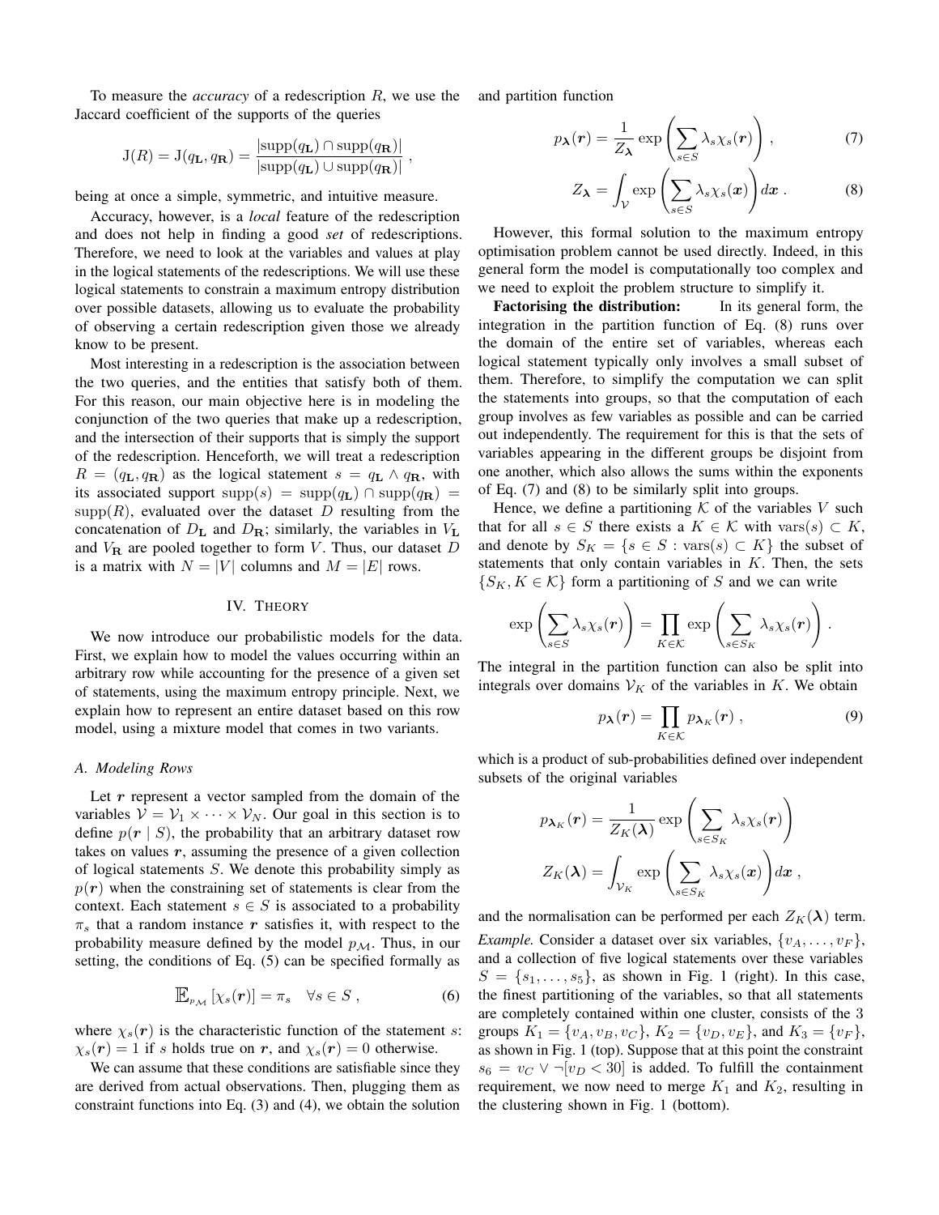To measure the *accuracy* of a redescription $R$, we use the Jaccard coefficient of the supports of the queries

$$\mathrm{J}(R) = \mathrm{J}(q_{\mathbf{L}}, q_{\mathbf{R}}) = \frac{|\mathrm{supp}(q_{\mathbf{L}}) \cap \mathrm{supp}(q_{\mathbf{R}})|}{|\mathrm{supp}(q_{\mathbf{L}}) \cup \mathrm{supp}(q_{\mathbf{R}})|} ,$$

being at once a simple, symmetric, and intuitive measure.

Accuracy, however, is a *local* feature of the redescription and does not help in finding a good *set* of redescriptions. Therefore, we need to look at the variables and values at play in the logical statements of the redescriptions. We will use these logical statements to constrain a maximum entropy distribution over possible datasets, allowing us to evaluate the probability of observing a certain redescription given those we already know to be present.

Most interesting in a redescription is the association between the two queries, and the entities that satisfy both of them. For this reason, our main objective here is in modeling the conjunction of the two queries that make up a redescription, and the intersection of their supports that is simply the support of the redescription. Henceforth, we will treat a redescription $R = (q_{\mathbf{L}}, q_{\mathbf{R}})$ as the logical statement $s = q_{\mathbf{L}} \wedge q_{\mathbf{R}}$, with its associated support $\mathrm{supp}(s) = \mathrm{supp}(q_{\mathbf{L}}) \cap \mathrm{supp}(q_{\mathbf{R}}) = \mathrm{supp}(R)$, evaluated over the dataset $D$ resulting from the concatenation of $D_{\mathbf{L}}$ and $D_{\mathbf{R}}$; similarly, the variables in $V_{\mathbf{L}}$ and $V_{\mathbf{R}}$ are pooled together to form $V$. Thus, our dataset $D$ is a matrix with $N = |V|$ columns and $M = |E|$ rows.

## IV. Theory

We now introduce our probabilistic models for the data. First, we explain how to model the values occurring within an arbitrary row while accounting for the presence of a given set of statements, using the maximum entropy principle. Next, we explain how to represent an entire dataset based on this row model, using a mixture model that comes in two variants.

### A. Modeling Rows

Let $\boldsymbol{r}$ represent a vector sampled from the domain of the variables $\mathcal{V} = \mathcal{V}_1 \times \cdots \times \mathcal{V}_N$. Our goal in this section is to define $p(\boldsymbol{r} \mid S)$, the probability that an arbitrary dataset row takes on values $\boldsymbol{r}$, assuming the presence of a given collection of logical statements $S$. We denote this probability simply as $p(\boldsymbol{r})$ when the constraining set of statements is clear from the context. Each statement $s \in S$ is associated to a probability $\pi_s$ that a random instance $\boldsymbol{r}$ satisfies it, with respect to the probability measure defined by the model $p_{\mathcal{M}}$. Thus, in our setting, the conditions of Eq. (5) can be specified formally as

$$\mathbb{E}_{p_{\mathcal{M}}}\left[\chi_s(\boldsymbol{r})\right] = \pi_s \quad \forall s \in S , \tag{6}$$

where $\chi_s(\boldsymbol{r})$ is the characteristic function of the statement $s$: $\chi_s(\boldsymbol{r}) = 1$ if $s$ holds true on $\boldsymbol{r}$, and $\chi_s(\boldsymbol{r}) = 0$ otherwise.

We can assume that these conditions are satisfiable since they are derived from actual observations. Then, plugging them as constraint functions into Eq. (3) and (4), we obtain the solution and partition function

$$p_{\boldsymbol{\lambda}}(\boldsymbol{r}) = \frac{1}{Z_{\boldsymbol{\lambda}}} \exp\left(\sum_{s \in S} \lambda_s \chi_s(\boldsymbol{r})\right) , \tag{7}$$

$$Z_{\boldsymbol{\lambda}} = \int_{\mathcal{V}} \exp\left(\sum_{s \in S} \lambda_s \chi_s(\boldsymbol{x})\right) d\boldsymbol{x} . \tag{8}$$

However, this formal solution to the maximum entropy optimisation problem cannot be used directly. Indeed, in this general form the model is computationally too complex and we need to exploit the problem structure to simplify it.

**Factorising the distribution:** In its general form, the integration in the partition function of Eq. (8) runs over the domain of the entire set of variables, whereas each logical statement typically only involves a small subset of them. Therefore, to simplify the computation we can split the statements into groups, so that the computation of each group involves as few variables as possible and can be carried out independently. The requirement for this is that the sets of variables appearing in the different groups be disjoint from one another, which also allows the sums within the exponents of Eq. (7) and (8) to be similarly split into groups.

Hence, we define a partitioning $\mathcal{K}$ of the variables $V$ such that for all $s \in S$ there exists a $K \in \mathcal{K}$ with $\mathrm{vars}(s) \subset K$, and denote by $S_K = \{s \in S : \mathrm{vars}(s) \subset K\}$ the subset of statements that only contain variables in $K$. Then, the sets $\{S_K, K \in \mathcal{K}\}$ form a partitioning of $S$ and we can write

$$\exp\left(\sum_{s \in S} \lambda_s \chi_s(\boldsymbol{r})\right) = \prod_{K \in \mathcal{K}} \exp\left(\sum_{s \in S_K} \lambda_s \chi_s(\boldsymbol{r})\right) .$$

The integral in the partition function can also be split into integrals over domains $\mathcal{V}_K$ of the variables in $K$. We obtain

$$p_{\boldsymbol{\lambda}}(\boldsymbol{r}) = \prod_{K \in \mathcal{K}} p_{\boldsymbol{\lambda}_K}(\boldsymbol{r}) , \tag{9}$$

which is a product of sub-probabilities defined over independent subsets of the original variables

$$p_{\boldsymbol{\lambda}_K}(\boldsymbol{r}) = \frac{1}{Z_K(\boldsymbol{\lambda})} \exp\left(\sum_{s \in S_K} \lambda_s \chi_s(\boldsymbol{r})\right)$$

$$Z_K(\boldsymbol{\lambda}) = \int_{\mathcal{V}_K} \exp\left(\sum_{s \in S_K} \lambda_s \chi_s(\boldsymbol{x})\right) d\boldsymbol{x} ,$$

and the normalisation can be performed per each $Z_K(\boldsymbol{\lambda})$ term.

*Example.* Consider a dataset over six variables, $\{v_A, \ldots, v_F\}$, and a collection of five logical statements over these variables $S = \{s_1, \ldots, s_5\}$, as shown in Fig. 1 (right). In this case, the finest partitioning of the variables, so that all statements are completely contained within one cluster, consists of the 3 groups $K_1 = \{v_A, v_B, v_C\}$, $K_2 = \{v_D, v_E\}$, and $K_3 = \{v_F\}$, as shown in Fig. 1 (top). Suppose that at this point the constraint $s_6 = v_C \vee \neg[v_D < 30]$ is added. To fulfill the containment requirement, we now need to merge $K_1$ and $K_2$, resulting in the clustering shown in Fig. 1 (bottom).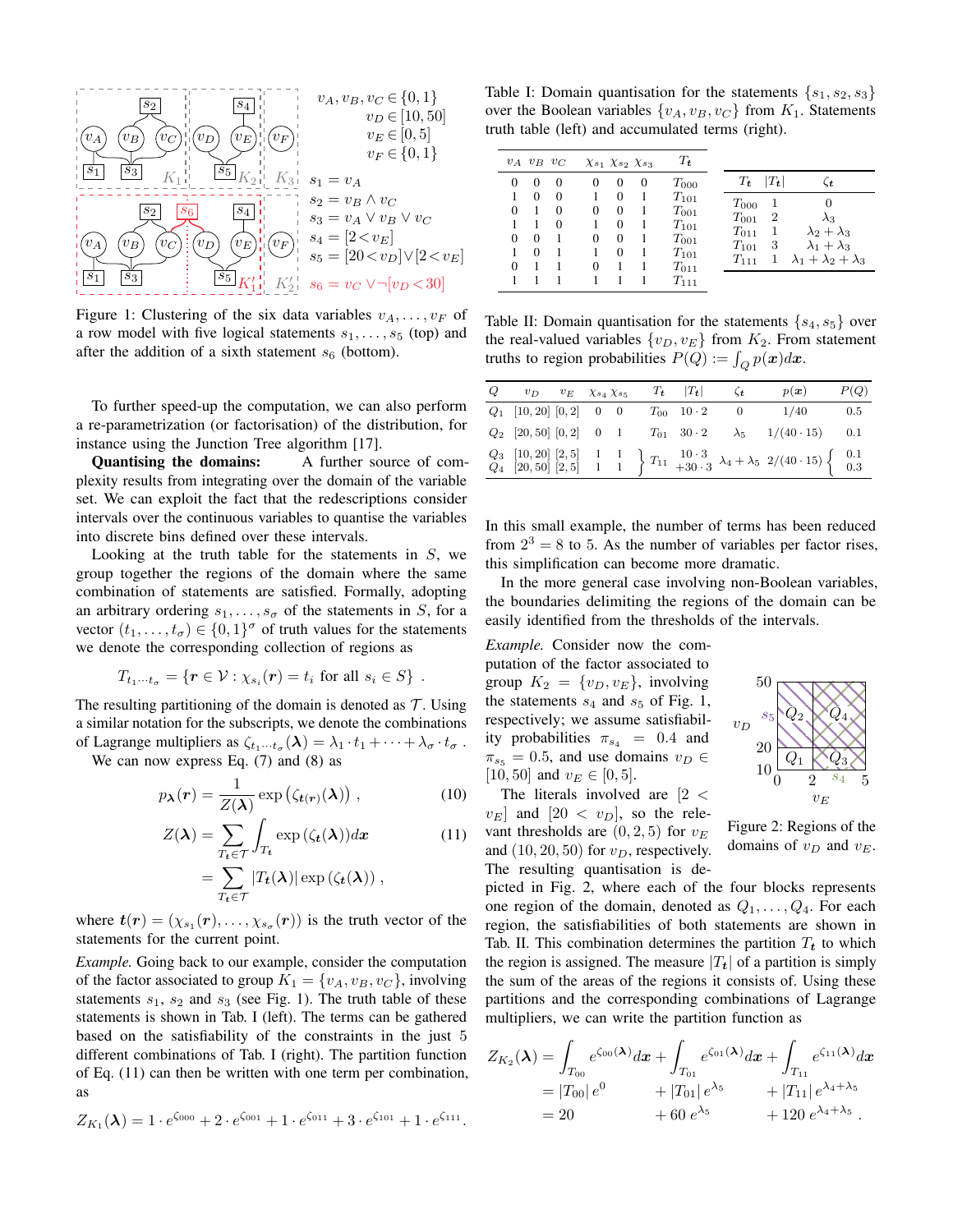$v_A, v_B, v_C \in \{0,1\}$
$v_D \in [10, 50]$
$v_E \in [0, 5]$
$v_F \in \{0,1\}$

$s_1 = v_A$
$s_2 = v_B \wedge v_C$
$s_3 = v_A \vee v_B \vee v_C$
$s_4 = [2 < v_E]$
$s_5 = [20 < v_D] \vee [2 < v_E]$
$s_6 = v_C \vee \neg[v_D < 30]$

Figure 1: Clustering of the six data variables $v_A, \ldots, v_F$ of a row model with five logical statements $s_1, \ldots, s_5$ (top) and after the addition of a sixth statement $s_6$ (bottom).

To further speed-up the computation, we can also perform a re-parametrization (or factorisation) of the distribution, for instance using the Junction Tree algorithm [17].

**Quantising the domains:** A further source of complexity results from integrating over the domain of the variable set. We can exploit the fact that the redescriptions consider intervals over the continuous variables to quantise the variables into discrete bins defined over these intervals.

Looking at the truth table for the statements in $S$, we group together the regions of the domain where the same combination of statements are satisfied. Formally, adopting an arbitrary ordering $s_1, \ldots, s_\sigma$ of the statements in $S$, for a vector $(t_1, \ldots, t_\sigma) \in \{0,1\}^\sigma$ of truth values for the statements we denote the corresponding collection of regions as

$$T_{t_1 \cdots t_\sigma} = \{\boldsymbol{r} \in \mathcal{V} : \chi_{s_i}(\boldsymbol{r}) = t_i \text{ for all } s_i \in S\} \ .$$

The resulting partitioning of the domain is denoted as $\mathcal{T}$. Using a similar notation for the subscripts, we denote the combinations of Lagrange multipliers as $\zeta_{t_1 \cdots t_\sigma}(\boldsymbol{\lambda}) = \lambda_1 \cdot t_1 + \cdots + \lambda_\sigma \cdot t_\sigma$ .

We can now express Eq. (7) and (8) as

$$p_{\boldsymbol{\lambda}}(\boldsymbol{r}) = \frac{1}{Z(\boldsymbol{\lambda})} \exp\left(\zeta_{\boldsymbol{t}(\boldsymbol{r})}(\boldsymbol{\lambda})\right) , \qquad (10)$$

$$Z(\boldsymbol{\lambda}) = \sum_{T_{\boldsymbol{t}} \in \mathcal{T}} \int_{T_{\boldsymbol{t}}} \exp\left(\zeta_{\boldsymbol{t}}(\boldsymbol{\lambda})\right) d\boldsymbol{x} \qquad (11)$$
$$= \sum_{T_{\boldsymbol{t}} \in \mathcal{T}} |T_{\boldsymbol{t}}(\boldsymbol{\lambda})| \exp\left(\zeta_{\boldsymbol{t}}(\boldsymbol{\lambda})\right) ,$$

where $\boldsymbol{t}(\boldsymbol{r}) = (\chi_{s_1}(\boldsymbol{r}), \ldots, \chi_{s_\sigma}(\boldsymbol{r}))$ is the truth vector of the statements for the current point.

*Example.* Going back to our example, consider the computation of the factor associated to group $K_1 = \{v_A, v_B, v_C\}$, involving statements $s_1$, $s_2$ and $s_3$ (see Fig. 1). The truth table of these statements is shown in Tab. I (left). The terms can be gathered based on the satisfiability of the constraints in the just 5 different combinations of Tab. I (right). The partition function of Eq. (11) can then be written with one term per combination, as

$$Z_{K_1}(\boldsymbol{\lambda}) = 1 \cdot e^{\zeta_{000}} + 2 \cdot e^{\zeta_{001}} + 1 \cdot e^{\zeta_{011}} + 3 \cdot e^{\zeta_{101}} + 1 \cdot e^{\zeta_{111}} .$$

Table I: Domain quantisation for the statements $\{s_1, s_2, s_3\}$ over the Boolean variables $\{v_A, v_B, v_C\}$ from $K_1$. Statements truth table (left) and accumulated terms (right).

| $v_A$ | $v_B$ | $v_C$ | $\chi_{s_1}$ | $\chi_{s_2}$ | $\chi_{s_3}$ | $T_t$ |
|---|---|---|---|---|---|---|
| 0 | 0 | 0 | 0 | 0 | 0 | $T_{000}$ |
| 1 | 0 | 0 | 1 | 0 | 1 | $T_{101}$ |
| 0 | 1 | 0 | 0 | 0 | 1 | $T_{001}$ |
| 1 | 1 | 0 | 1 | 0 | 1 | $T_{101}$ |
| 0 | 0 | 1 | 0 | 0 | 1 | $T_{001}$ |
| 1 | 0 | 1 | 1 | 0 | 1 | $T_{101}$ |
| 0 | 1 | 1 | 0 | 1 | 1 | $T_{011}$ |
| 1 | 1 | 1 | 1 | 1 | 1 | $T_{111}$ |

| $T_t$ | $\lvert T_t \rvert$ | $\zeta_t$ |
|---|---|---|
| $T_{000}$ | 1 | 0 |
| $T_{001}$ | 2 | $\lambda_3$ |
| $T_{011}$ | 1 | $\lambda_2 + \lambda_3$ |
| $T_{101}$ | 3 | $\lambda_1 + \lambda_3$ |
| $T_{111}$ | 1 | $\lambda_1 + \lambda_2 + \lambda_3$ |

Table II: Domain quantisation for the statements $\{s_4, s_5\}$ over the real-valued variables $\{v_D, v_E\}$ from $K_2$. From statement truths to region probabilities $P(Q) := \int_Q p(\boldsymbol{x}) d\boldsymbol{x}$.

| $Q$ | $v_D$ | $v_E$ | $\chi_{s_4}$ | $\chi_{s_5}$ | $T_t$ | $\lvert T_t \rvert$ | $\zeta_t$ | $p(\boldsymbol{x})$ | $P(Q)$ |
|---|---|---|---|---|---|---|---|---|---|
| $Q_1$ | [10, 20] | [0, 2] | 0 | 0 | $T_{00}$ | $10 \cdot 2$ | 0 | $1/40$ | 0.5 |
| $Q_2$ | [20, 50] | [0, 2] | 0 | 1 | $T_{01}$ | $30 \cdot 2$ | $\lambda_5$ | $1/(40 \cdot 15)$ | 0.1 |
| $Q_3$ | [10, 20] | [2, 5] | 1 | 1 | $T_{11}$ | $10 \cdot 3 + 30 \cdot 3$ | $\lambda_4 + \lambda_5$ | $2/(40 \cdot 15)$ | 0.1 |
| $Q_4$ | [20, 50] | [2, 5] | 1 | 1 | | | | | 0.3 |

In this small example, the number of terms has been reduced from $2^3 = 8$ to 5. As the number of variables per factor rises, this simplification can become more dramatic.

In the more general case involving non-Boolean variables, the boundaries delimiting the regions of the domain can be easily identified from the thresholds of the intervals.

*Example.* Consider now the computation of the factor associated to group $K_2 = \{v_D, v_E\}$, involving the statements $s_4$ and $s_5$ of Fig. 1, respectively; we assume satisfiability probabilities $\pi_{s_4} = 0.4$ and $\pi_{s_5} = 0.5$, and use domains $v_D \in [10, 50]$ and $v_E \in [0, 5]$.

The literals involved are $[2 < v_E]$ and $[20 < v_D]$, so the relevant thresholds are $(0, 2, 5)$ for $v_E$ and $(10, 20, 50)$ for $v_D$, respectively. The resulting quantisation is depicted in Fig. 2, where each of the four blocks represents one region of the domain, denoted as $Q_1, \ldots, Q_4$. For each region, the satisfiabilities of both statements are shown in Tab. II. This combination determines the partition $T_t$ to which the region is assigned. The measure $|T_t|$ of a partition is simply the sum of the areas of the regions it consists of. Using these partitions and the corresponding combinations of Lagrange multipliers, we can write the partition function as

Figure 2: Regions of the domains of $v_D$ and $v_E$.

$$Z_{K_2}(\boldsymbol{\lambda}) = \int_{T_{00}} e^{\zeta_{00}(\boldsymbol{\lambda})} d\boldsymbol{x} + \int_{T_{01}} e^{\zeta_{01}(\boldsymbol{\lambda})} d\boldsymbol{x} + \int_{T_{11}} e^{\zeta_{11}(\boldsymbol{\lambda})} d\boldsymbol{x}$$
$$= |T_{00}|\, e^{0} + |T_{01}|\, e^{\lambda_5} + |T_{11}|\, e^{\lambda_4 + \lambda_5}$$
$$= 20 + 60\, e^{\lambda_5} + 120\, e^{\lambda_4 + \lambda_5} .$$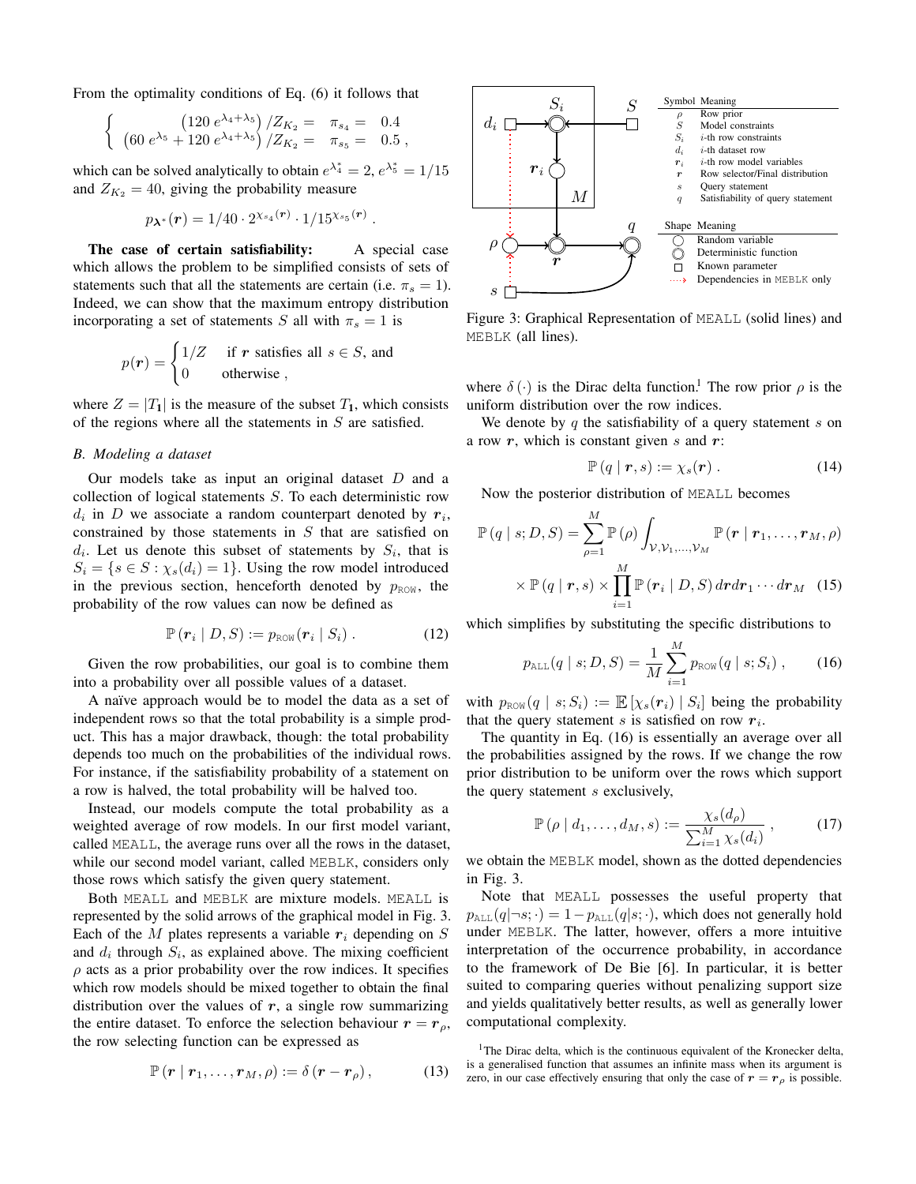From the optimality conditions of Eq. (6) it follows that

$$\begin{cases} \left(120\, e^{\lambda_4+\lambda_5}\right)/Z_{K_2} = & \pi_{s_4} = & 0.4 \\ \left(60\, e^{\lambda_5} + 120\, e^{\lambda_4+\lambda_5}\right)/Z_{K_2} = & \pi_{s_5} = & 0.5\,, \end{cases}$$

which can be solved analytically to obtain $e^{\lambda_4^*} = 2$, $e^{\lambda_5^*} = 1/15$ and $Z_{K_2} = 40$, giving the probability measure

$$p_{\boldsymbol{\lambda}^*}(\boldsymbol{r}) = 1/40 \cdot 2^{\chi_{s_4}(\boldsymbol{r})} \cdot 1/15^{\chi_{s_5}(\boldsymbol{r})}\,.$$

**The case of certain satisfiability:** A special case which allows the problem to be simplified consists of sets of statements such that all the statements are certain (i.e. $\pi_s = 1$). Indeed, we can show that the maximum entropy distribution incorporating a set of statements $S$ all with $\pi_s = 1$ is

$$p(\boldsymbol{r}) = \begin{cases} 1/Z & \text{if } \boldsymbol{r} \text{ satisfies all } s \in S, \text{ and} \\ 0 & \text{otherwise}\,, \end{cases}$$

where $Z = |T_{\mathbf{1}}|$ is the measure of the subset $T_{\mathbf{1}}$, which consists of the regions where all the statements in $S$ are satisfied.

### B. Modeling a dataset

Our models take as input an original dataset $D$ and a collection of logical statements $S$. To each deterministic row $d_i$ in $D$ we associate a random counterpart denoted by $\boldsymbol{r}_i$, constrained by those statements in $S$ that are satisfied on $d_i$. Let us denote this subset of statements by $S_i$, that is $S_i = \{s \in S : \chi_s(d_i) = 1\}$. Using the row model introduced in the previous section, henceforth denoted by $p_{\texttt{ROW}}$, the probability of the row values can now be defined as

$$\mathbb{P}\left(\boldsymbol{r}_i \mid D, S\right) := p_{\texttt{ROW}}(\boldsymbol{r}_i \mid S_i)\,. \tag{12}$$

Given the row probabilities, our goal is to combine them into a probability over all possible values of a dataset.

A naïve approach would be to model the data as a set of independent rows so that the total probability is a simple product. This has a major drawback, though: the total probability depends too much on the probabilities of the individual rows. For instance, if the satisfiability probability of a statement on a row is halved, the total probability will be halved too.

Instead, our models compute the total probability as a weighted average of row models. In our first model variant, called MEALL, the average runs over all the rows in the dataset, while our second model variant, called MEBLK, considers only those rows which satisfy the given query statement.

Both MEALL and MEBLK are mixture models. MEALL is represented by the solid arrows of the graphical model in Fig. 3. Each of the $M$ plates represents a variable $\boldsymbol{r}_i$ depending on $S$ and $d_i$ through $S_i$, as explained above. The mixing coefficient $\rho$ acts as a prior probability over the row indices. It specifies which row models should be mixed together to obtain the final distribution over the values of $\boldsymbol{r}$, a single row summarizing the entire dataset. To enforce the selection behaviour $\boldsymbol{r} = \boldsymbol{r}_\rho$, the row selecting function can be expressed as

$$\mathbb{P}\left(\boldsymbol{r} \mid \boldsymbol{r}_1, \ldots, \boldsymbol{r}_M, \rho\right) := \delta\left(\boldsymbol{r} - \boldsymbol{r}_\rho\right), \tag{13}$$

| Symbol | Meaning |
|---|---|
| $\rho$ | Row prior |
| $S$ | Model constraints |
| $S_i$ | $i$-th row constraints |
| $d_i$ | $i$-th dataset row |
| $\boldsymbol{r}_i$ | $i$-th row model variables |
| $\boldsymbol{r}$ | Row selector/Final distribution |
| $s$ | Query statement |
| $q$ | Satisfiability of query statement |

| Shape | Meaning |
|---|---|
| ○ | Random variable |
| ◎ | Deterministic function |
| □ | Known parameter |
| ⋯› | Dependencies in MEBLK only |

Figure 3: Graphical Representation of MEALL (solid lines) and MEBLK (all lines).

where $\delta(\cdot)$ is the Dirac delta function.[1] The row prior $\rho$ is the uniform distribution over the row indices.

We denote by $q$ the satisfiability of a query statement $s$ on a row $\boldsymbol{r}$, which is constant given $s$ and $\boldsymbol{r}$:

$$\mathbb{P}\left(q \mid \boldsymbol{r}, s\right) := \chi_s(\boldsymbol{r})\,. \tag{14}$$

Now the posterior distribution of MEALL becomes

$$\mathbb{P}\left(q \mid s; D, S\right) = \sum_{\rho=1}^{M} \mathbb{P}\left(\rho\right) \int_{\mathcal{V},\mathcal{V}_1,\ldots,\mathcal{V}_M} \mathbb{P}\left(\boldsymbol{r} \mid \boldsymbol{r}_1, \ldots, \boldsymbol{r}_M, \rho\right) \times \mathbb{P}\left(q \mid \boldsymbol{r}, s\right) \times \prod_{i=1}^{M} \mathbb{P}\left(\boldsymbol{r}_i \mid D, S\right) d\boldsymbol{r} d\boldsymbol{r}_1 \cdots d\boldsymbol{r}_M \tag{15}$$

which simplifies by substituting the specific distributions to

$$p_{\texttt{ALL}}(q \mid s; D, S) = \frac{1}{M} \sum_{i=1}^{M} p_{\texttt{ROW}}(q \mid s; S_i)\,, \tag{16}$$

with $p_{\texttt{ROW}}(q \mid s; S_i) := \mathbb{E}\left[\chi_s(\boldsymbol{r}_i) \mid S_i\right]$ being the probability that the query statement $s$ is satisfied on row $\boldsymbol{r}_i$.

The quantity in Eq. (16) is essentially an average over all the probabilities assigned by the rows. If we change the row prior distribution to be uniform over the rows which support the query statement $s$ exclusively,

$$\mathbb{P}\left(\rho \mid d_1, \ldots, d_M, s\right) := \frac{\chi_s(d_\rho)}{\sum_{i=1}^{M} \chi_s(d_i)}\,, \tag{17}$$

we obtain the MEBLK model, shown as the dotted dependencies in Fig. 3.

Note that MEALL possesses the useful property that $p_{\texttt{ALL}}(q|\neg s; \cdot) = 1 - p_{\texttt{ALL}}(q|s; \cdot)$, which does not generally hold under MEBLK. The latter, however, offers a more intuitive interpretation of the occurrence probability, in accordance to the framework of De Bie [6]. In particular, it is better suited to comparing queries without penalizing support size and yields qualitatively better results, as well as generally lower computational complexity.

[1] The Dirac delta, which is the continuous equivalent of the Kronecker delta, is a generalised function that assumes an infinite mass when its argument is zero, in our case effectively ensuring that only the case of $\boldsymbol{r} = \boldsymbol{r}_\rho$ is possible.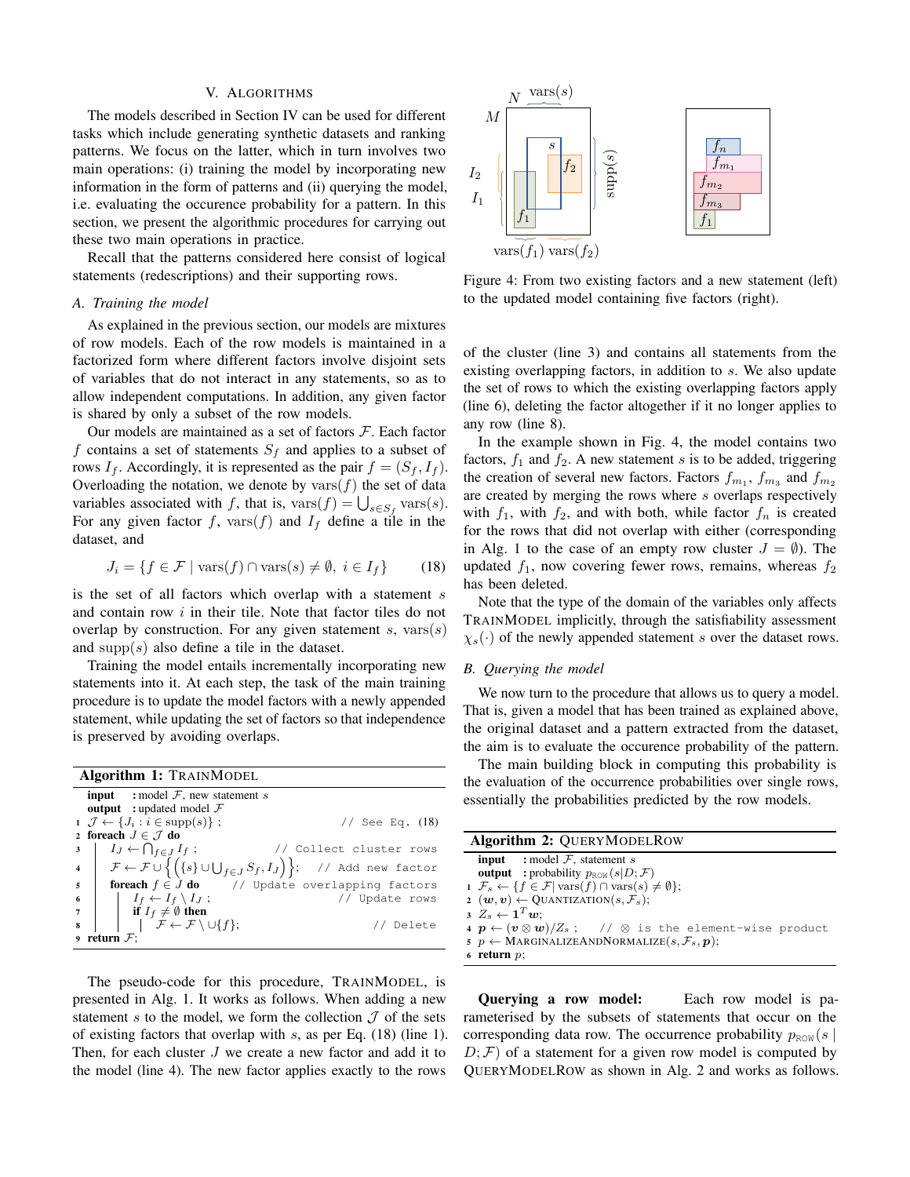## V. Algorithms

The models described in Section IV can be used for different tasks which include generating synthetic datasets and ranking patterns. We focus on the latter, which in turn involves two main operations: (i) training the model by incorporating new information in the form of patterns and (ii) querying the model, i.e. evaluating the occurence probability for a pattern. In this section, we present the algorithmic procedures for carrying out these two main operations in practice.

Recall that the patterns considered here consist of logical statements (redescriptions) and their supporting rows.

### A. Training the model

As explained in the previous section, our models are mixtures of row models. Each of the row models is maintained in a factorized form where different factors involve disjoint sets of variables that do not interact in any statements, so as to allow independent computations. In addition, any given factor is shared by only a subset of the row models.

Our models are maintained as a set of factors $\mathcal{F}$. Each factor $f$ contains a set of statements $S_f$ and applies to a subset of rows $I_f$. Accordingly, it is represented as the pair $f = (S_f, I_f)$. Overloading the notation, we denote by $\text{vars}(f)$ the set of data variables associated with $f$, that is, $\text{vars}(f) = \bigcup_{s \in S_f} \text{vars}(s)$. For any given factor $f$, $\text{vars}(f)$ and $I_f$ define a tile in the dataset, and

$$J_i = \{f \in \mathcal{F} \mid \text{vars}(f) \cap \text{vars}(s) \neq \emptyset,\ i \in I_f\} \tag{18}$$

is the set of all factors which overlap with a statement $s$ and contain row $i$ in their tile. Note that factor tiles do not overlap by construction. For any given statement $s$, $\text{vars}(s)$ and $\text{supp}(s)$ also define a tile in the dataset.

Training the model entails incrementally incorporating new statements into it. At each step, the task of the main training procedure is to update the model factors with a newly appended statement, while updating the set of factors so that independence is preserved by avoiding overlaps.

**Algorithm 1:** TrainModel

```
input  : model F, new statement s
output : updated model F
1  J ← {J_i : i ∈ supp(s)} ;                        // See Eq. (18)
2  foreach J ∈ J do
3      I_J ← ⋂_{f∈J} I_f ;                          // Collect cluster rows
4      F ← F ∪ { ( {s} ∪ ⋃_{f∈J} S_f , I_J ) };     // Add new factor
5      foreach f ∈ J do                              // Update overlapping factors
6          I_f ← I_f \ I_J ;                         // Update rows
7          if I_f ≠ ∅ then
8              F ← F \ ∪{f};                         // Delete
9  return F;
```

The pseudo-code for this procedure, TrainModel, is presented in Alg. 1. It works as follows. When adding a new statement $s$ to the model, we form the collection $\mathcal{J}$ of the sets of existing factors that overlap with $s$, as per Eq. (18) (line 1). Then, for each cluster $J$ we create a new factor and add it to the model (line 4). The new factor applies exactly to the rows of the cluster (line 3) and contains all statements from the existing overlapping factors, in addition to $s$. We also update the set of rows to which the existing overlapping factors apply (line 6), deleting the factor altogether if it no longer applies to any row (line 8).

Figure 4: From two existing factors and a new statement (left) to the updated model containing five factors (right).

In the example shown in Fig. 4, the model contains two factors, $f_1$ and $f_2$. A new statement $s$ is to be added, triggering the creation of several new factors. Factors $f_{m_1}$, $f_{m_3}$ and $f_{m_2}$ are created by merging the rows where $s$ overlaps respectively with $f_1$, with $f_2$, and with both, while factor $f_n$ is created for the rows that did not overlap with either (corresponding in Alg. 1 to the case of an empty row cluster $J = \emptyset$). The updated $f_1$, now covering fewer rows, remains, whereas $f_2$ has been deleted.

Note that the type of the domain of the variables only affects TrainModel implicitly, through the satisfiability assessment $\chi_s(\cdot)$ of the newly appended statement $s$ over the dataset rows.

### B. Querying the model

We now turn to the procedure that allows us to query a model. That is, given a model that has been trained as explained above, the original dataset and a pattern extracted from the dataset, the aim is to evaluate the occurence probability of the pattern.

The main building block in computing this probability is the evaluation of the occurrence probabilities over single rows, essentially the probabilities predicted by the row models.

**Algorithm 2:** QueryModelRow

```
input  : model F, statement s
output : probability p_ROW(s|D; F)
1  F_s ← {f ∈ F | vars(f) ∩ vars(s) ≠ ∅};
2  (w, v) ← Quantization(s, F_s);
3  Z_s ← 1^T w;
4  p ← (v ⊗ w)/Z_s ;    // ⊗ is the element-wise product
5  p ← MarginalizeAndNormalize(s, F_s, p);
6  return p;
```

**Querying a row model:** Each row model is parameterised by the subsets of statements that occur on the corresponding data row. The occurrence probability $p_{\text{ROW}}(s \mid D; \mathcal{F})$ of a statement for a given row model is computed by QueryModelRow as shown in Alg. 2 and works as follows.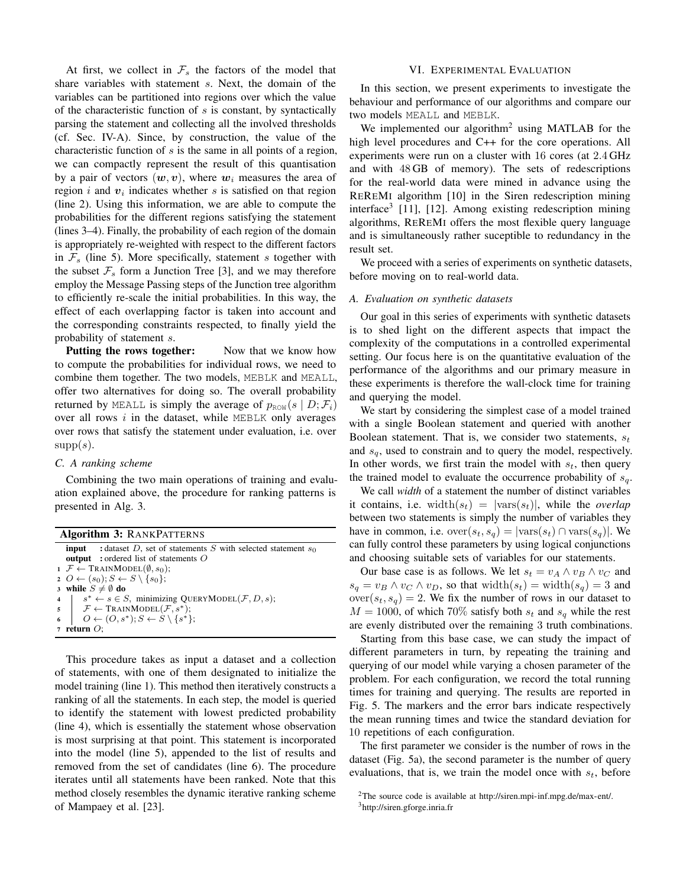At first, we collect in $\mathcal{F}_s$ the factors of the model that share variables with statement $s$. Next, the domain of the variables can be partitioned into regions over which the value of the characteristic function of $s$ is constant, by syntactically parsing the statement and collecting all the involved thresholds (cf. Sec. IV-A). Since, by construction, the value of the characteristic function of $s$ is the same in all points of a region, we can compactly represent the result of this quantisation by a pair of vectors $(\boldsymbol{w}, \boldsymbol{v})$, where $\boldsymbol{w}_i$ measures the area of region $i$ and $\boldsymbol{v}_i$ indicates whether $s$ is satisfied on that region (line 2). Using this information, we are able to compute the probabilities for the different regions satisfying the statement (lines 3–4). Finally, the probability of each region of the domain is appropriately re-weighted with respect to the different factors in $\mathcal{F}_s$ (line 5). More specifically, statement $s$ together with the subset $\mathcal{F}_s$ form a Junction Tree [3], and we may therefore employ the Message Passing steps of the Junction tree algorithm to efficiently re-scale the initial probabilities. In this way, the effect of each overlapping factor is taken into account and the corresponding constraints respected, to finally yield the probability of statement $s$.

**Putting the rows together:** Now that we know how to compute the probabilities for individual rows, we need to combine them together. The two models, MEBLK and MEALL, offer two alternatives for doing so. The overall probability returned by MEALL is simply the average of $p_{\text{ROW}}(s \mid D; \mathcal{F}_i)$ over all rows $i$ in the dataset, while MEBLK only averages over rows that satisfy the statement under evaluation, i.e. over $\text{supp}(s)$.

### C. A ranking scheme

Combining the two main operations of training and evaluation explained above, the procedure for ranking patterns is presented in Alg. 3.

**Algorithm 3:** RANKPATTERNS

```
  input  : dataset D, set of statements S with selected statement s_0
  output : ordered list of statements O
1 F ← TRAINMODEL(∅, s_0);
2 O ← (s_0); S ← S \ {s_0};
3 while S ≠ ∅ do
4 |  s* ← s ∈ S, minimizing QUERYMODEL(F, D, s);
5 |  F ← TRAINMODEL(F, s*);
6 |  O ← (O, s*); S ← S \ {s*};
7 return O;
```

This procedure takes as input a dataset and a collection of statements, with one of them designated to initialize the model training (line 1). This method then iteratively constructs a ranking of all the statements. In each step, the model is queried to identify the statement with lowest predicted probability (line 4), which is essentially the statement whose observation is most surprising at that point. This statement is incorporated into the model (line 5), appended to the list of results and removed from the set of candidates (line 6). The procedure iterates until all statements have been ranked. Note that this method closely resembles the dynamic iterative ranking scheme of Mampaey et al. [23].

## VI. Experimental Evaluation

In this section, we present experiments to investigate the behaviour and performance of our algorithms and compare our two models MEALL and MEBLK.

We implemented our algorithm[2] using MATLAB for the high level procedures and C++ for the core operations. All experiments were run on a cluster with 16 cores (at 2.4 GHz and with 48 GB of memory). The sets of redescriptions for the real-world data were mined in advance using the REREMI algorithm [10] in the Siren redescription mining interface[3] [11], [12]. Among existing redescription mining algorithms, REREMI offers the most flexible query language and is simultaneously rather suceptible to redundancy in the result set.

We proceed with a series of experiments on synthetic datasets, before moving on to real-world data.

### A. Evaluation on synthetic datasets

Our goal in this series of experiments with synthetic datasets is to shed light on the different aspects that impact the complexity of the computations in a controlled experimental setting. Our focus here is on the quantitative evaluation of the performance of the algorithms and our primary measure in these experiments is therefore the wall-clock time for training and querying the model.

We start by considering the simplest case of a model trained with a single Boolean statement and queried with another Boolean statement. That is, we consider two statements, $s_t$ and $s_q$, used to constrain and to query the model, respectively. In other words, we first train the model with $s_t$, then query the trained model to evaluate the occurrence probability of $s_q$.

We call *width* of a statement the number of distinct variables it contains, i.e. $\text{width}(s_t) = |\text{vars}(s_t)|$, while the *overlap* between two statements is simply the number of variables they have in common, i.e. $\text{over}(s_t, s_q) = |\text{vars}(s_t) \cap \text{vars}(s_q)|$. We can fully control these parameters by using logical conjunctions and choosing suitable sets of variables for our statements.

Our base case is as follows. We let $s_t = v_A \wedge v_B \wedge v_C$ and $s_q = v_B \wedge v_C \wedge v_D$, so that $\text{width}(s_t) = \text{width}(s_q) = 3$ and $\text{over}(s_t, s_q) = 2$. We fix the number of rows in our dataset to $M = 1000$, of which 70% satisfy both $s_t$ and $s_q$ while the rest are evenly distributed over the remaining 3 truth combinations.

Starting from this base case, we can study the impact of different parameters in turn, by repeating the training and querying of our model while varying a chosen parameter of the problem. For each configuration, we record the total running times for training and querying. The results are reported in Fig. 5. The markers and the error bars indicate respectively the mean running times and twice the standard deviation for 10 repetitions of each configuration.

The first parameter we consider is the number of rows in the dataset (Fig. 5a), the second parameter is the number of query evaluations, that is, we train the model once with $s_t$, before

[2] The source code is available at http://siren.mpi-inf.mpg.de/max-ent/.

[3] http://siren.gforge.inria.fr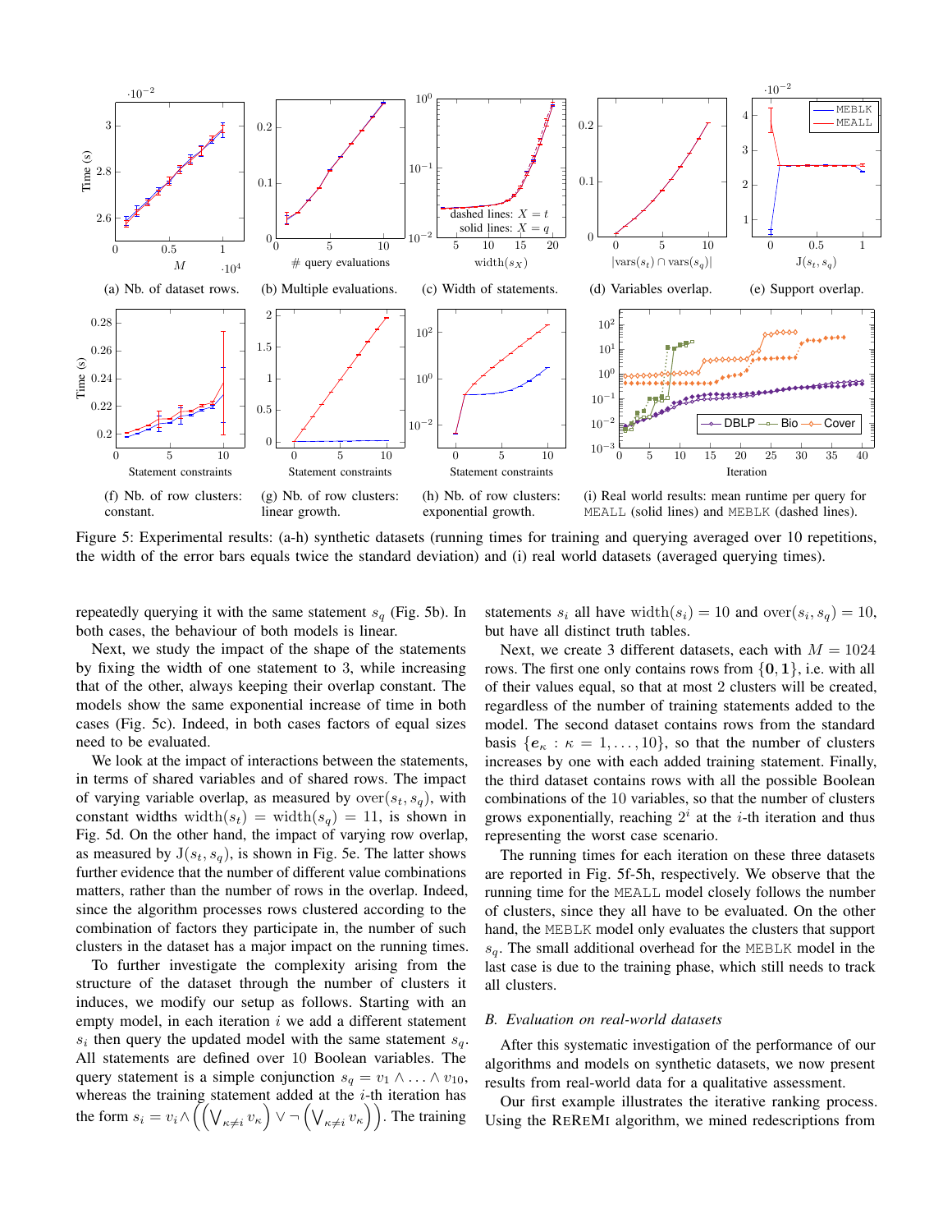(a) Nb. of dataset rows.

(b) Multiple evaluations.

(c) Width of statements.

(d) Variables overlap.

(e) Support overlap.

(f) Nb. of row clusters: constant.

(g) Nb. of row clusters: linear growth.

(h) Nb. of row clusters: exponential growth.

(i) Real world results: mean runtime per query for MEALL (solid lines) and MEBLK (dashed lines).

Figure 5: Experimental results: (a-h) synthetic datasets (running times for training and querying averaged over 10 repetitions, the width of the error bars equals twice the standard deviation) and (i) real world datasets (averaged querying times).

repeatedly querying it with the same statement $s_q$ (Fig. 5b). In both cases, the behaviour of both models is linear.

Next, we study the impact of the shape of the statements by fixing the width of one statement to 3, while increasing that of the other, always keeping their overlap constant. The models show the same exponential increase of time in both cases (Fig. 5c). Indeed, in both cases factors of equal sizes need to be evaluated.

We look at the impact of interactions between the statements, in terms of shared variables and of shared rows. The impact of varying variable overlap, as measured by $\mathrm{over}(s_t, s_q)$, with constant widths $\mathrm{width}(s_t) = \mathrm{width}(s_q) = 11$, is shown in Fig. 5d. On the other hand, the impact of varying row overlap, as measured by $\mathrm{J}(s_t, s_q)$, is shown in Fig. 5e. The latter shows further evidence that the number of different value combinations matters, rather than the number of rows in the overlap. Indeed, since the algorithm processes rows clustered according to the combination of factors they participate in, the number of such clusters in the dataset has a major impact on the running times.

To further investigate the complexity arising from the structure of the dataset through the number of clusters it induces, we modify our setup as follows. Starting with an empty model, in each iteration $i$ we add a different statement $s_i$ then query the updated model with the same statement $s_q$. All statements are defined over 10 Boolean variables. The query statement is a simple conjunction $s_q = v_1 \wedge \ldots \wedge v_{10}$, whereas the training statement added at the $i$-th iteration has the form $s_i = v_i \wedge \left(\left(\bigvee_{\kappa \neq i} v_\kappa\right) \vee \neg\left(\bigvee_{\kappa \neq i} v_\kappa\right)\right)$. The training statements $s_i$ all have $\mathrm{width}(s_i) = 10$ and $\mathrm{over}(s_i, s_q) = 10$, but have all distinct truth tables.

Next, we create 3 different datasets, each with $M = 1024$ rows. The first one only contains rows from $\{\mathbf{0}, \mathbf{1}\}$, i.e. with all of their values equal, so that at most 2 clusters will be created, regardless of the number of training statements added to the model. The second dataset contains rows from the standard basis $\{\boldsymbol{e}_\kappa : \kappa = 1, \ldots, 10\}$, so that the number of clusters increases by one with each added training statement. Finally, the third dataset contains rows with all the possible Boolean combinations of the 10 variables, so that the number of clusters grows exponentially, reaching $2^i$ at the $i$-th iteration and thus representing the worst case scenario.

The running times for each iteration on these three datasets are reported in Fig. 5f-5h, respectively. We observe that the running time for the MEALL model closely follows the number of clusters, since they all have to be evaluated. On the other hand, the MEBLK model only evaluates the clusters that support $s_q$. The small additional overhead for the MEBLK model in the last case is due to the training phase, which still needs to track all clusters.

### B. Evaluation on real-world datasets

After this systematic investigation of the performance of our algorithms and models on synthetic datasets, we now present results from real-world data for a qualitative assessment.

Our first example illustrates the iterative ranking process. Using the ReReMi algorithm, we mined redescriptions from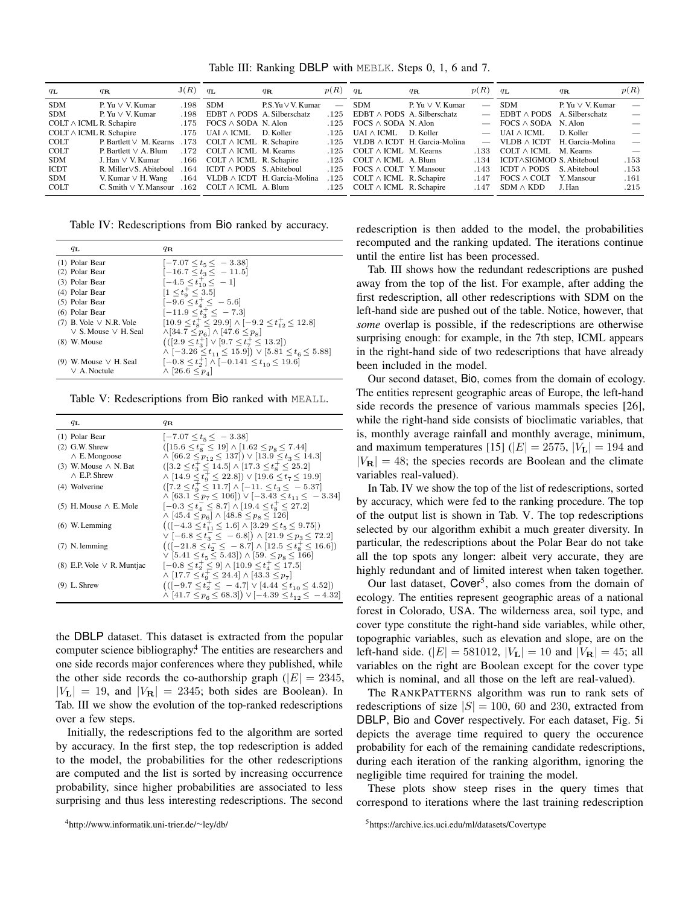Table III: Ranking DBLP with MEBLK. Steps 0, 1, 6 and 7.

| $q_{\mathbf{L}}$ | $q_{\mathbf{R}}$ | $J(R)$ | $q_{\mathbf{L}}$ | $q_{\mathbf{R}}$ | $p(R)$ | $q_{\mathbf{L}}$ | $q_{\mathbf{R}}$ | $p(R)$ | $q_{\mathbf{L}}$ | $q_{\mathbf{R}}$ | $p(R)$ |
|---|---|---|---|---|---|---|---|---|---|---|---|
| SDM | P. Yu ∨ V. Kumar | .198 | SDM | P.S.Yu ∨ V. Kumar | — | SDM | P. Yu ∨ V. Kumar | — | SDM | P. Yu ∨ V. Kumar | — |
| SDM | P. Yu ∨ V. Kumar | .198 | EDBT ∧ PODS | A. Silberschatz | .125 | EDBT ∧ PODS | A. Silberschatz | — | EDBT ∧ PODS | A. Silberschatz | — |
| COLT ∧ ICML | R. Schapire | .175 | FOCS ∧ SODA | N. Alon | .125 | FOCS ∧ SODA | N. Alon | — | FOCS ∧ SODA | N. Alon | — |
| COLT ∧ ICML | R. Schapire | .175 | UAI ∧ ICML | D. Koller | .125 | UAI ∧ ICML | D. Koller | — | UAI ∧ ICML | D. Koller | — |
| COLT | P. Bartlett ∨ M. Kearns | .173 | COLT ∧ ICML | R. Schapire | .125 | VLDB ∧ ICDT | H. Garcia-Molina | — | VLDB ∧ ICDT | H. Garcia-Molina | — |
| COLT | P. Bartlett ∨ A. Blum | .172 | COLT ∧ ICML | M. Kearns | .125 | COLT ∧ ICML | M. Kearns | .133 | COLT ∧ ICML | M. Kearns | — |
| SDM | J. Han ∨ V. Kumar | .166 | COLT ∧ ICML | R. Schapire | .125 | COLT ∧ ICML | A. Blum | .134 | ICDT∧SIGMOD | S. Abiteboul | .153 |
| ICDT | R. Miller∨S. Abiteboul | .164 | ICDT ∧ PODS | S. Abiteboul | .125 | FOCS ∧ COLT | Y. Mansour | .143 | ICDT ∧ PODS | S. Abiteboul | .153 |
| SDM | V. Kumar ∨ H. Wang | .164 | VLDB ∧ ICDT | H. Garcia-Molina | .125 | COLT ∧ ICML | R. Schapire | .147 | FOCS ∧ COLT | Y. Mansour | .161 |
| COLT | C. Smith ∨ Y. Mansour | .162 | COLT ∧ ICML | A. Blum | .125 | COLT ∧ ICML | R. Schapire | .147 | SDM ∧ KDD | J. Han | .215 |

Table IV: Redescriptions from Bio ranked by accuracy.

| $q_{\mathbf{L}}$ | $q_{\mathbf{R}}$ |
|---|---|
| (1) Polar Bear | $[-7.07 \leq t_5 \leq -3.38]$ |
| (2) Polar Bear | $[-16.7 \leq t_3 \leq -11.5]$ |
| (3) Polar Bear | $[-4.5 \leq t_{10}^{-} \leq -1]$ |
| (4) Polar Bear | $[1 \leq t_9^{+} \leq 3.5]$ |
| (5) Polar Bear | $[-9.6 \leq t_4^{+} \leq -5.6]$ |
| (6) Polar Bear | $[-11.9 \leq t_3^{+} \leq -7.3]$ |
| (7) B. Vole ∨ N.R. Vole ∨ S. Mouse ∨ H. Seal | $[10.9 \leq t_8^{+} \leq 29.9] \wedge [-9.2 \leq t_{12}^{+} \leq 12.8] \wedge [34.7 \leq p_6] \wedge [47.6 \leq p_8]$ |
| (8) W. Mouse | $(([2.9 \leq t_3^{+}] \vee [9.7 \leq t_7^{+} \leq 13.2]) \wedge [-3.26 \leq t_{11} \leq 15.9]) \vee [5.81 \leq t_6 \leq 5.88]$ |
| (9) W. Mouse ∨ H. Seal ∨ A. Noctule | $[-0.8 \leq t_2^{+}] \wedge [-0.141 \leq t_{10} \leq 19.6] \wedge [26.6 \leq p_4]$ |

Table V: Redescriptions from Bio ranked with MEALL.

| $q_{\mathbf{L}}$ | $q_{\mathbf{R}}$ |
|---|---|
| (1) Polar Bear | $[-7.07 \leq t_5 \leq -3.38]$ |
| (2) G.W. Shrew ∧ E. Mongoose | $([15.6 \leq t_8^{-} \leq 19] \wedge [1.62 \leq p_8 \leq 7.44] \wedge [66.2 \leq p_{12} \leq 137]) \vee [13.9 \leq t_3 \leq 14.3]$ |
| (3) W. Mouse ∧ N. Bat ∧ E.P. Shrew | $([3.2 \leq t_3^{+} \leq 14.5] \wedge [17.3 \leq t_8^{+} \leq 25.2] \wedge [14.9 \leq t_9^{+} \leq 22.8]) \vee [19.6 \leq t_7 \leq 19.9]$ |
| (4) Wolverine | $([7.2 \leq t_9^{+} \leq 11.7] \wedge [-11. \leq t_3 \leq -5.37] \wedge [63.1 \leq p_7 \leq 106]) \vee [-3.43 \leq t_{11} \leq -3.34]$ |
| (5) H. Mouse ∧ E. Mole | $[-0.3 \leq t_4^{-} \leq 8.7] \wedge [19.4 \leq t_8^{+} \leq 27.2] \wedge [45.4 \leq p_6] \wedge [48.8 \leq p_8 \leq 126]$ |
| (6) W. Lemming | $(([-4.3 \leq t_{11}^{+} \leq 1.6] \wedge [3.29 \leq t_5 \leq 9.75]) \vee [-6.8 \leq t_3^{-} \leq -6.8]) \wedge [21.9 \leq p_3 \leq 72.2]$ |
| (7) N. lemming | $(([-21.8 \leq t_2^{-} \leq -8.7] \wedge [12.5 \leq t_8^{+} \leq 16.6]) \vee [5.41 \leq t_5 \leq 5.43]) \wedge [59. \leq p_8 \leq 166]$ |
| (8) E.P. Vole ∨ R. Muntjac | $[-0.8 \leq t_2^{+} \leq 9] \wedge [10.9 \leq t_4^{+} \leq 17.5] \wedge [17.7 \leq t_9^{+} \leq 24.4] \wedge [43.3 \leq p_7]$ |
| (9) L. Shrew | $(([-9.7 \leq t_2^{+} \leq -4.7] \vee [4.44 \leq t_{10} \leq 4.52]) \wedge [41.7 \leq p_6 \leq 68.3]) \vee [-4.39 \leq t_{12} \leq -4.32]$ |

the DBLP dataset. This dataset is extracted from the popular computer science bibliography[4] The entities are researchers and one side records major conferences where they published, while the other side records the co-authorship graph ($|E| = 2345$, $|V_{\mathbf{L}}| = 19$, and $|V_{\mathbf{R}}| = 2345$; both sides are Boolean). In Tab. III we show the evolution of the top-ranked redescriptions over a few steps.

Initially, the redescriptions fed to the algorithm are sorted by accuracy. In the first step, the top redescription is added to the model, the probabilities for the other redescriptions are computed and the list is sorted by increasing occurrence probability, since higher probabilities are associated to less surprising and thus less interesting redescriptions. The second redescription is then added to the model, the probabilities recomputed and the ranking updated. The iterations continue until the entire list has been processed.

Tab. III shows how the redundant redescriptions are pushed away from the top of the list. For example, after adding the first redescription, all other redescriptions with SDM on the left-hand side are pushed out of the table. Notice, however, that *some* overlap is possible, if the redescriptions are otherwise surprising enough: for example, in the 7th step, ICML appears in the right-hand side of two redescriptions that have already been included in the model.

Our second dataset, Bio, comes from the domain of ecology. The entities represent geographic areas of Europe, the left-hand side records the presence of various mammals species [26], while the right-hand side consists of bioclimatic variables, that is, monthly average rainfall and monthly average, minimum, and maximum temperatures [15] ($|E| = 2575$, $|V_{\mathbf{L}}| = 194$ and $|V_{\mathbf{R}}| = 48$; the species records are Boolean and the climate variables real-valued).

In Tab. IV we show the top of the list of redescriptions, sorted by accuracy, which were fed to the ranking procedure. The top of the output list is shown in Tab. V. The top redescriptions selected by our algorithm exhibit a much greater diversity. In particular, the redescriptions about the Polar Bear do not take all the top spots any longer: albeit very accurate, they are highly redundant and of limited interest when taken together.

Our last dataset, Cover[5], also comes from the domain of ecology. The entities represent geographic areas of a national forest in Colorado, USA. The wilderness area, soil type, and cover type constitute the right-hand side variables, while other, topographic variables, such as elevation and slope, are on the left-hand side. ($|E| = 581012$, $|V_{\mathbf{L}}| = 10$ and $|V_{\mathbf{R}}| = 45$; all variables on the right are Boolean except for the cover type which is nominal, and all those on the left are real-valued).

The RANKPATTERNS algorithm was run to rank sets of redescriptions of size $|S| = 100$, 60 and 230, extracted from DBLP, Bio and Cover respectively. For each dataset, Fig. 5i depicts the average time required to query the occurence probability for each of the remaining candidate redescriptions, during each iteration of the ranking algorithm, ignoring the negligible time required for training the model.

These plots show steep rises in the query times that correspond to iterations where the last training redescription

[4]http://www.informatik.uni-trier.de/~ley/db/

[5]https://archive.ics.uci.edu/ml/datasets/Covertype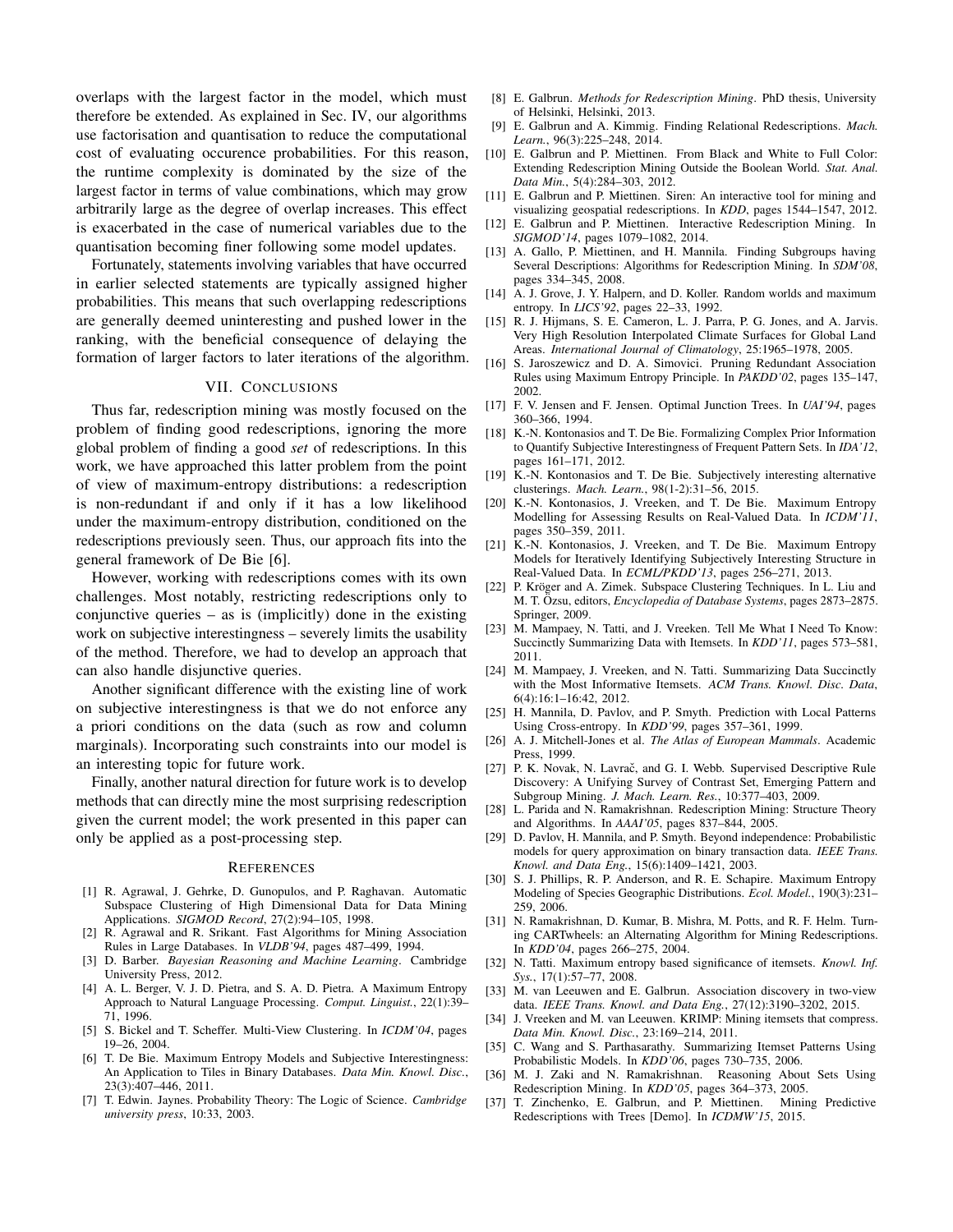overlaps with the largest factor in the model, which must therefore be extended. As explained in Sec. IV, our algorithms use factorisation and quantisation to reduce the computational cost of evaluating occurence probabilities. For this reason, the runtime complexity is dominated by the size of the largest factor in terms of value combinations, which may grow arbitrarily large as the degree of overlap increases. This effect is exacerbated in the case of numerical variables due to the quantisation becoming finer following some model updates.

Fortunately, statements involving variables that have occurred in earlier selected statements are typically assigned higher probabilities. This means that such overlapping redescriptions are generally deemed uninteresting and pushed lower in the ranking, with the beneficial consequence of delaying the formation of larger factors to later iterations of the algorithm.

## VII. Conclusions

Thus far, redescription mining was mostly focused on the problem of finding good redescriptions, ignoring the more global problem of finding a good *set* of redescriptions. In this work, we have approached this latter problem from the point of view of maximum-entropy distributions: a redescription is non-redundant if and only if it has a low likelihood under the maximum-entropy distribution, conditioned on the redescriptions previously seen. Thus, our approach fits into the general framework of De Bie [6].

However, working with redescriptions comes with its own challenges. Most notably, restricting redescriptions only to conjunctive queries – as is (implicitly) done in the existing work on subjective interestingness – severely limits the usability of the method. Therefore, we had to develop an approach that can also handle disjunctive queries.

Another significant difference with the existing line of work on subjective interestingness is that we do not enforce any a priori conditions on the data (such as row and column marginals). Incorporating such constraints into our model is an interesting topic for future work.

Finally, another natural direction for future work is to develop methods that can directly mine the most surprising redescription given the current model; the work presented in this paper can only be applied as a post-processing step.

## References

[1] R. Agrawal, J. Gehrke, D. Gunopulos, and P. Raghavan. Automatic Subspace Clustering of High Dimensional Data for Data Mining Applications. *SIGMOD Record*, 27(2):94–105, 1998.

[2] R. Agrawal and R. Srikant. Fast Algorithms for Mining Association Rules in Large Databases. In *VLDB'94*, pages 487–499, 1994.

[3] D. Barber. *Bayesian Reasoning and Machine Learning*. Cambridge University Press, 2012.

[4] A. L. Berger, V. J. D. Pietra, and S. A. D. Pietra. A Maximum Entropy Approach to Natural Language Processing. *Comput. Linguist.*, 22(1):39–71, 1996.

[5] S. Bickel and T. Scheffer. Multi-View Clustering. In *ICDM'04*, pages 19–26, 2004.

[6] T. De Bie. Maximum Entropy Models and Subjective Interestingness: An Application to Tiles in Binary Databases. *Data Min. Knowl. Disc.*, 23(3):407–446, 2011.

[7] T. Edwin. Jaynes. Probability Theory: The Logic of Science. *Cambridge university press*, 10:33, 2003.

[8] E. Galbrun. *Methods for Redescription Mining*. PhD thesis, University of Helsinki, Helsinki, 2013.

[9] E. Galbrun and A. Kimmig. Finding Relational Redescriptions. *Mach. Learn.*, 96(3):225–248, 2014.

[10] E. Galbrun and P. Miettinen. From Black and White to Full Color: Extending Redescription Mining Outside the Boolean World. *Stat. Anal. Data Min.*, 5(4):284–303, 2012.

[11] E. Galbrun and P. Miettinen. Siren: An interactive tool for mining and visualizing geospatial redescriptions. In *KDD*, pages 1544–1547, 2012.

[12] E. Galbrun and P. Miettinen. Interactive Redescription Mining. In *SIGMOD'14*, pages 1079–1082, 2014.

[13] A. Gallo, P. Miettinen, and H. Mannila. Finding Subgroups having Several Descriptions: Algorithms for Redescription Mining. In *SDM'08*, pages 334–345, 2008.

[14] A. J. Grove, J. Y. Halpern, and D. Koller. Random worlds and maximum entropy. In *LICS'92*, pages 22–33, 1992.

[15] R. J. Hijmans, S. E. Cameron, L. J. Parra, P. G. Jones, and A. Jarvis. Very High Resolution Interpolated Climate Surfaces for Global Land Areas. *International Journal of Climatology*, 25:1965–1978, 2005.

[16] S. Jaroszewicz and D. A. Simovici. Pruning Redundant Association Rules using Maximum Entropy Principle. In *PAKDD'02*, pages 135–147, 2002.

[17] F. V. Jensen and F. Jensen. Optimal Junction Trees. In *UAI'94*, pages 360–366, 1994.

[18] K.-N. Kontonasios and T. De Bie. Formalizing Complex Prior Information to Quantify Subjective Interestingness of Frequent Pattern Sets. In *IDA'12*, pages 161–171, 2012.

[19] K.-N. Kontonasios and T. De Bie. Subjectively interesting alternative clusterings. *Mach. Learn.*, 98(1-2):31–56, 2015.

[20] K.-N. Kontonasios, J. Vreeken, and T. De Bie. Maximum Entropy Modelling for Assessing Results on Real-Valued Data. In *ICDM'11*, pages 350–359, 2011.

[21] K.-N. Kontonasios, J. Vreeken, and T. De Bie. Maximum Entropy Models for Iteratively Identifying Subjectively Interesting Structure in Real-Valued Data. In *ECML/PKDD'13*, pages 256–271, 2013.

[22] P. Kröger and A. Zimek. Subspace Clustering Techniques. In L. Liu and M. T. Özsu, editors, *Encyclopedia of Database Systems*, pages 2873–2875. Springer, 2009.

[23] M. Mampaey, N. Tatti, and J. Vreeken. Tell Me What I Need To Know: Succinctly Summarizing Data with Itemsets. In *KDD'11*, pages 573–581, 2011.

[24] M. Mampaey, J. Vreeken, and N. Tatti. Summarizing Data Succinctly with the Most Informative Itemsets. *ACM Trans. Knowl. Disc. Data*, 6(4):16:1–16:42, 2012.

[25] H. Mannila, D. Pavlov, and P. Smyth. Prediction with Local Patterns Using Cross-entropy. In *KDD'99*, pages 357–361, 1999.

[26] A. J. Mitchell-Jones et al. *The Atlas of European Mammals*. Academic Press, 1999.

[27] P. K. Novak, N. Lavrač, and G. I. Webb. Supervised Descriptive Rule Discovery: A Unifying Survey of Contrast Set, Emerging Pattern and Subgroup Mining. *J. Mach. Learn. Res.*, 10:377–403, 2009.

[28] L. Parida and N. Ramakrishnan. Redescription Mining: Structure Theory and Algorithms. In *AAAI'05*, pages 837–844, 2005.

[29] D. Pavlov, H. Mannila, and P. Smyth. Beyond independence: Probabilistic models for query approximation on binary transaction data. *IEEE Trans. Knowl. and Data Eng.*, 15(6):1409–1421, 2003.

[30] S. J. Phillips, R. P. Anderson, and R. E. Schapire. Maximum Entropy Modeling of Species Geographic Distributions. *Ecol. Model.*, 190(3):231–259, 2006.

[31] N. Ramakrishnan, D. Kumar, B. Mishra, M. Potts, and R. F. Helm. Turning CARTwheels: an Alternating Algorithm for Mining Redescriptions. In *KDD'04*, pages 266–275, 2004.

[32] N. Tatti. Maximum entropy based significance of itemsets. *Knowl. Inf. Sys.*, 17(1):57–77, 2008.

[33] M. van Leeuwen and E. Galbrun. Association discovery in two-view data. *IEEE Trans. Knowl. and Data Eng.*, 27(12):3190–3202, 2015.

[34] J. Vreeken and M. van Leeuwen. KRIMP: Mining itemsets that compress. *Data Min. Knowl. Disc.*, 23:169–214, 2011.

[35] C. Wang and S. Parthasarathy. Summarizing Itemset Patterns Using Probabilistic Models. In *KDD'06*, pages 730–735, 2006.

[36] M. J. Zaki and N. Ramakrishnan. Reasoning About Sets Using Redescription Mining. In *KDD'05*, pages 364–373, 2005.

[37] T. Zinchenko, E. Galbrun, and P. Miettinen. Mining Predictive Redescriptions with Trees [Demo]. In *ICDMW'15*, 2015.